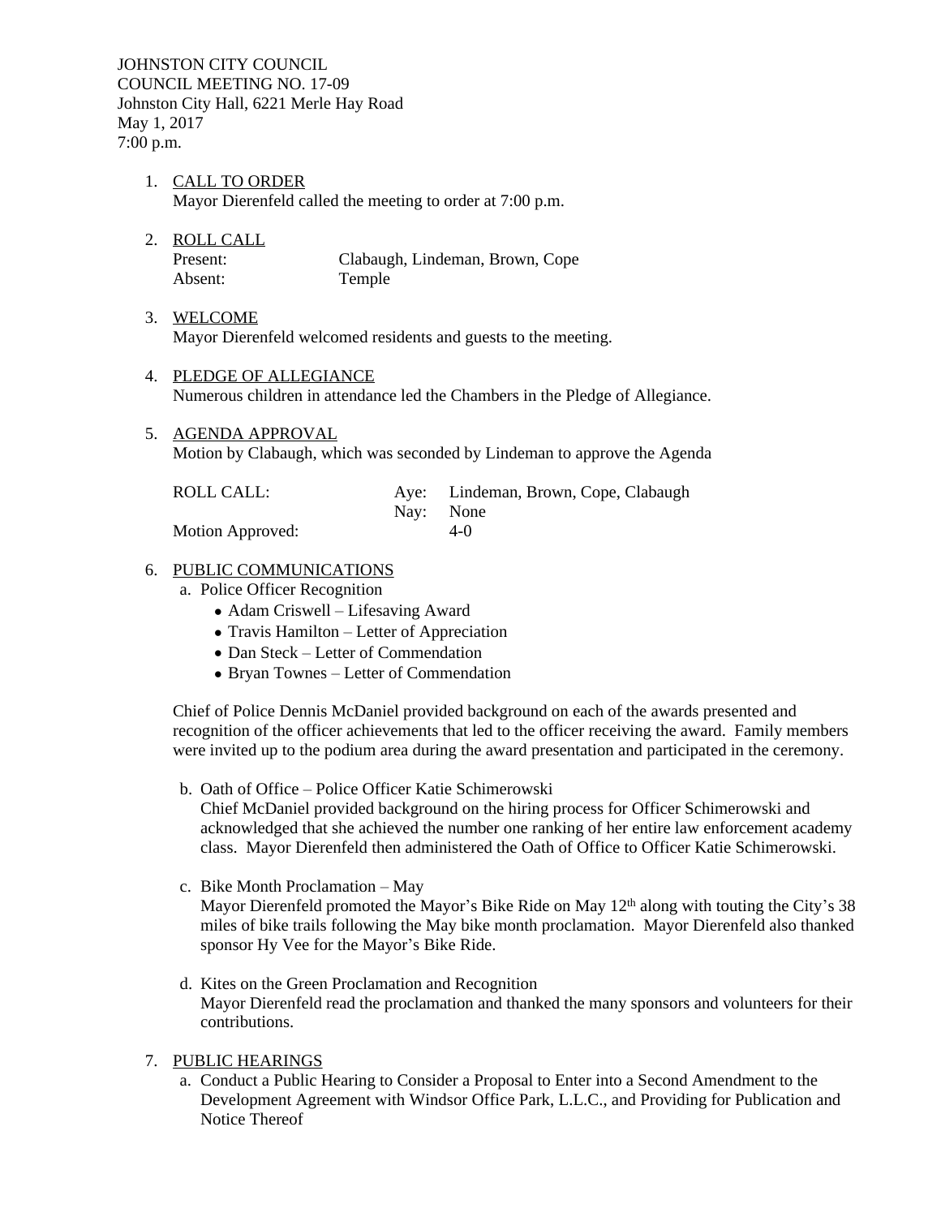JOHNSTON CITY COUNCIL
COUNCIL MEETING NO. 17-09
Johnston City Hall, 6221 Merle Hay Road
May 1, 2017
7:00 p.m.

1. CALL TO ORDER
   Mayor Dierenfeld called the meeting to order at 7:00 p.m.

2. ROLL CALL

   | | |
   |---|---|
   | Present: | Clabaugh, Lindeman, Brown, Cope |
   | Absent: | Temple |

3. WELCOME
   Mayor Dierenfeld welcomed residents and guests to the meeting.

4. PLEDGE OF ALLEGIANCE
   Numerous children in attendance led the Chambers in the Pledge of Allegiance.

5. AGENDA APPROVAL
   Motion by Clabaugh, which was seconded by Lindeman to approve the Agenda

   | | | |
   |---|---|---|
   | ROLL CALL: | Aye: | Lindeman, Brown, Cope, Clabaugh |
   | | Nay: | None |
   | Motion Approved: | | 4-0 |

6. PUBLIC COMMUNICATIONS
   a. Police Officer Recognition
      - Adam Criswell – Lifesaving Award
      - Travis Hamilton – Letter of Appreciation
      - Dan Steck – Letter of Commendation
      - Bryan Townes – Letter of Commendation

   Chief of Police Dennis McDaniel provided background on each of the awards presented and recognition of the officer achievements that led to the officer receiving the award. Family members were invited up to the podium area during the award presentation and participated in the ceremony.

   b. Oath of Office – Police Officer Katie Schimerowski
      Chief McDaniel provided background on the hiring process for Officer Schimerowski and acknowledged that she achieved the number one ranking of her entire law enforcement academy class. Mayor Dierenfeld then administered the Oath of Office to Officer Katie Schimerowski.

   c. Bike Month Proclamation – May
      Mayor Dierenfeld promoted the Mayor's Bike Ride on May 12th along with touting the City's 38 miles of bike trails following the May bike month proclamation. Mayor Dierenfeld also thanked sponsor Hy Vee for the Mayor's Bike Ride.

   d. Kites on the Green Proclamation and Recognition
      Mayor Dierenfeld read the proclamation and thanked the many sponsors and volunteers for their contributions.

7. PUBLIC HEARINGS
   a. Conduct a Public Hearing to Consider a Proposal to Enter into a Second Amendment to the Development Agreement with Windsor Office Park, L.L.C., and Providing for Publication and Notice Thereof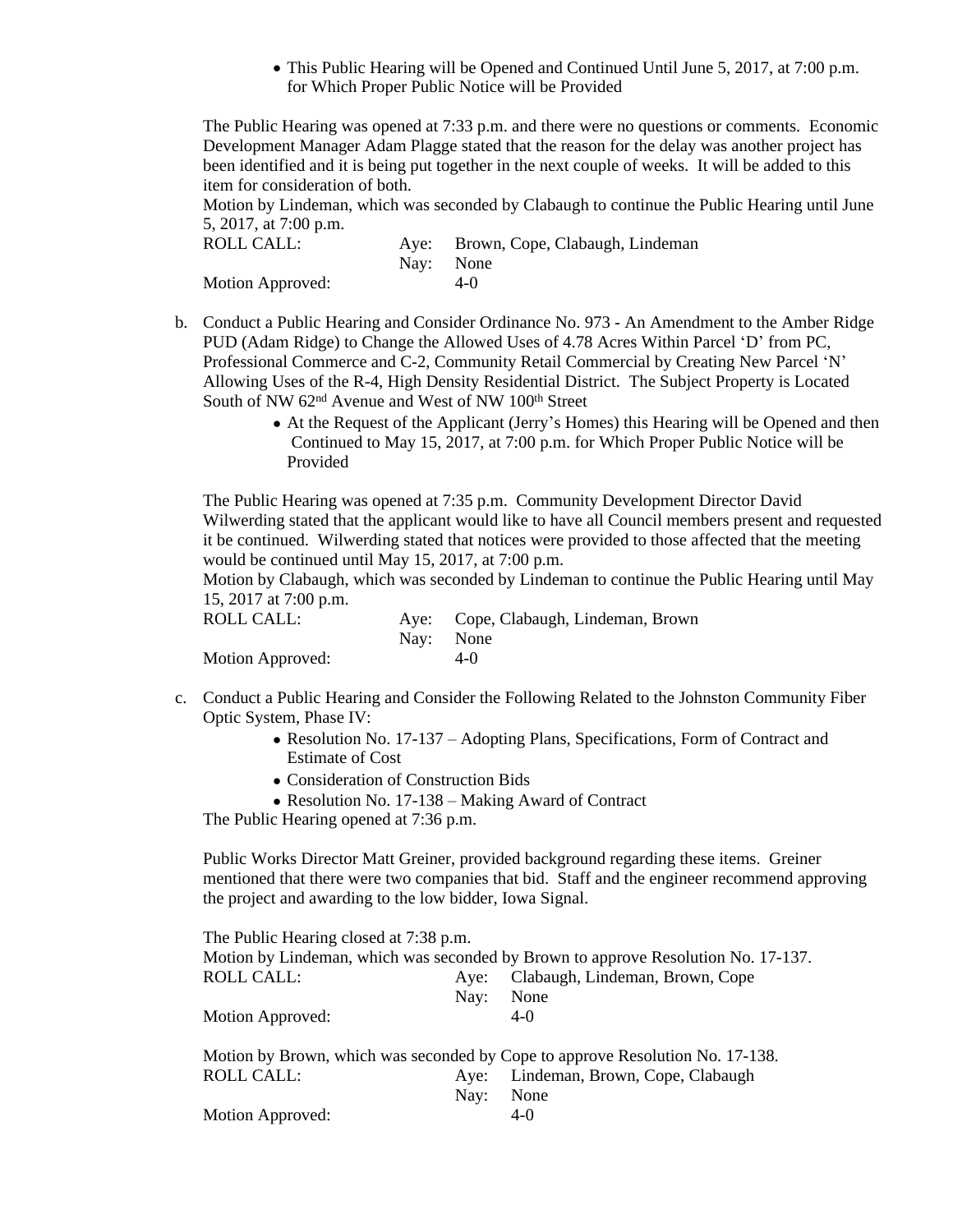- This Public Hearing will be Opened and Continued Until June 5, 2017, at 7:00 p.m. for Which Proper Public Notice will be Provided

The Public Hearing was opened at 7:33 p.m. and there were no questions or comments. Economic Development Manager Adam Plagge stated that the reason for the delay was another project has been identified and it is being put together in the next couple of weeks. It will be added to this item for consideration of both.

Motion by Lindeman, which was seconded by Clabaugh to continue the Public Hearing until June 5, 2017, at 7:00 p.m.

ROLL CALL: Aye: Brown, Cope, Clabaugh, Lindeman
Nay: None
Motion Approved: 4-0

b. Conduct a Public Hearing and Consider Ordinance No. 973 - An Amendment to the Amber Ridge PUD (Adam Ridge) to Change the Allowed Uses of 4.78 Acres Within Parcel 'D' from PC, Professional Commerce and C-2, Community Retail Commercial by Creating New Parcel 'N' Allowing Uses of the R-4, High Density Residential District. The Subject Property is Located South of NW 62nd Avenue and West of NW 100th Street

- At the Request of the Applicant (Jerry's Homes) this Hearing will be Opened and then Continued to May 15, 2017, at 7:00 p.m. for Which Proper Public Notice will be Provided

The Public Hearing was opened at 7:35 p.m. Community Development Director David Wilwerding stated that the applicant would like to have all Council members present and requested it be continued. Wilwerding stated that notices were provided to those affected that the meeting would be continued until May 15, 2017, at 7:00 p.m.

Motion by Clabaugh, which was seconded by Lindeman to continue the Public Hearing until May 15, 2017 at 7:00 p.m.

ROLL CALL: Aye: Cope, Clabaugh, Lindeman, Brown
Nay: None
Motion Approved: 4-0

c. Conduct a Public Hearing and Consider the Following Related to the Johnston Community Fiber Optic System, Phase IV:

- Resolution No. 17-137 – Adopting Plans, Specifications, Form of Contract and Estimate of Cost
- Consideration of Construction Bids
- Resolution No. 17-138 – Making Award of Contract

The Public Hearing opened at 7:36 p.m.

Public Works Director Matt Greiner, provided background regarding these items. Greiner mentioned that there were two companies that bid. Staff and the engineer recommend approving the project and awarding to the low bidder, Iowa Signal.

The Public Hearing closed at 7:38 p.m.

Motion by Lindeman, which was seconded by Brown to approve Resolution No. 17-137.

ROLL CALL: Aye: Clabaugh, Lindeman, Brown, Cope
Nay: None
Motion Approved: 4-0

Motion by Brown, which was seconded by Cope to approve Resolution No. 17-138.

ROLL CALL: Aye: Lindeman, Brown, Cope, Clabaugh
Nay: None
Motion Approved: 4-0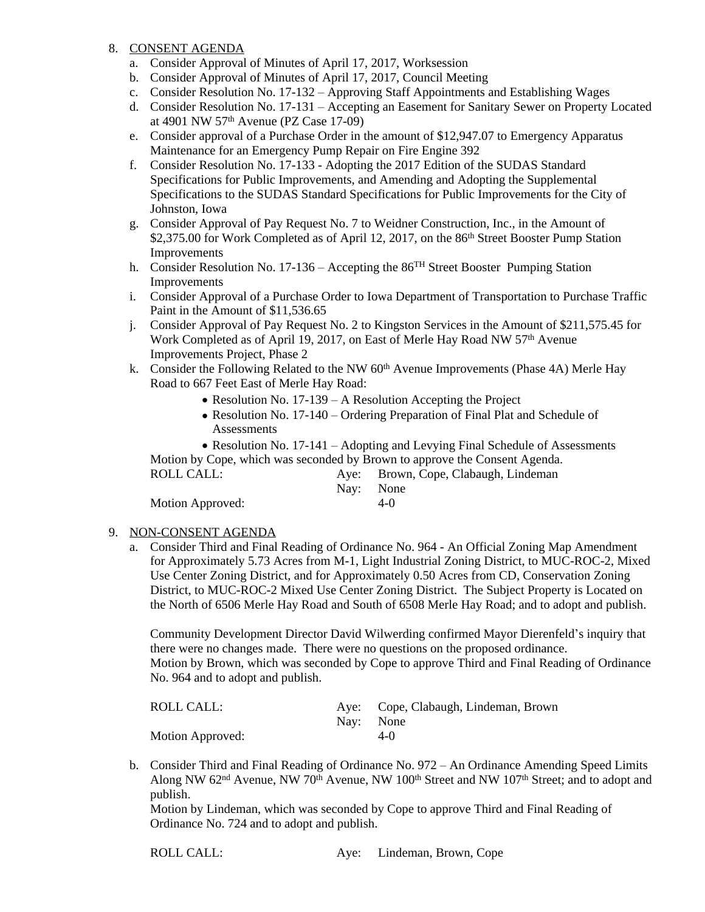8. CONSENT AGENDA
   a. Consider Approval of Minutes of April 17, 2017, Worksession
   b. Consider Approval of Minutes of April 17, 2017, Council Meeting
   c. Consider Resolution No. 17-132 – Approving Staff Appointments and Establishing Wages
   d. Consider Resolution No. 17-131 – Accepting an Easement for Sanitary Sewer on Property Located at 4901 NW 57th Avenue (PZ Case 17-09)
   e. Consider approval of a Purchase Order in the amount of $12,947.07 to Emergency Apparatus Maintenance for an Emergency Pump Repair on Fire Engine 392
   f. Consider Resolution No. 17-133 - Adopting the 2017 Edition of the SUDAS Standard Specifications for Public Improvements, and Amending and Adopting the Supplemental Specifications to the SUDAS Standard Specifications for Public Improvements for the City of Johnston, Iowa
   g. Consider Approval of Pay Request No. 7 to Weidner Construction, Inc., in the Amount of $2,375.00 for Work Completed as of April 12, 2017, on the 86th Street Booster Pump Station Improvements
   h. Consider Resolution No. 17-136 – Accepting the 86TH Street Booster Pumping Station Improvements
   i. Consider Approval of a Purchase Order to Iowa Department of Transportation to Purchase Traffic Paint in the Amount of $11,536.65
   j. Consider Approval of Pay Request No. 2 to Kingston Services in the Amount of $211,575.45 for Work Completed as of April 19, 2017, on East of Merle Hay Road NW 57th Avenue Improvements Project, Phase 2
   k. Consider the Following Related to the NW 60th Avenue Improvements (Phase 4A) Merle Hay Road to 667 Feet East of Merle Hay Road:
      - Resolution No. 17-139 – A Resolution Accepting the Project
      - Resolution No. 17-140 – Ordering Preparation of Final Plat and Schedule of Assessments
      - Resolution No. 17-141 – Adopting and Levying Final Schedule of Assessments

   Motion by Cope, which was seconded by Brown to approve the Consent Agenda.

   | | | |
   |---|---|---|
   | ROLL CALL: | Aye: | Brown, Cope, Clabaugh, Lindeman |
   | | Nay: | None |
   | Motion Approved: | | 4-0 |

9. NON-CONSENT AGENDA
   a. Consider Third and Final Reading of Ordinance No. 964 - An Official Zoning Map Amendment for Approximately 5.73 Acres from M-1, Light Industrial Zoning District, to MUC-ROC-2, Mixed Use Center Zoning District, and for Approximately 0.50 Acres from CD, Conservation Zoning District, to MUC-ROC-2 Mixed Use Center Zoning District. The Subject Property is Located on the North of 6506 Merle Hay Road and South of 6508 Merle Hay Road; and to adopt and publish.

      Community Development Director David Wilwerding confirmed Mayor Dierenfeld's inquiry that there were no changes made. There were no questions on the proposed ordinance.
      Motion by Brown, which was seconded by Cope to approve Third and Final Reading of Ordinance No. 964 and to adopt and publish.

      | | | |
      |---|---|---|
      | ROLL CALL: | Aye: | Cope, Clabaugh, Lindeman, Brown |
      | | Nay: | None |
      | Motion Approved: | | 4-0 |

   b. Consider Third and Final Reading of Ordinance No. 972 – An Ordinance Amending Speed Limits Along NW 62nd Avenue, NW 70th Avenue, NW 100th Street and NW 107th Street; and to adopt and publish.
      Motion by Lindeman, which was seconded by Cope to approve Third and Final Reading of Ordinance No. 724 and to adopt and publish.

      ROLL CALL: Aye: Lindeman, Brown, Cope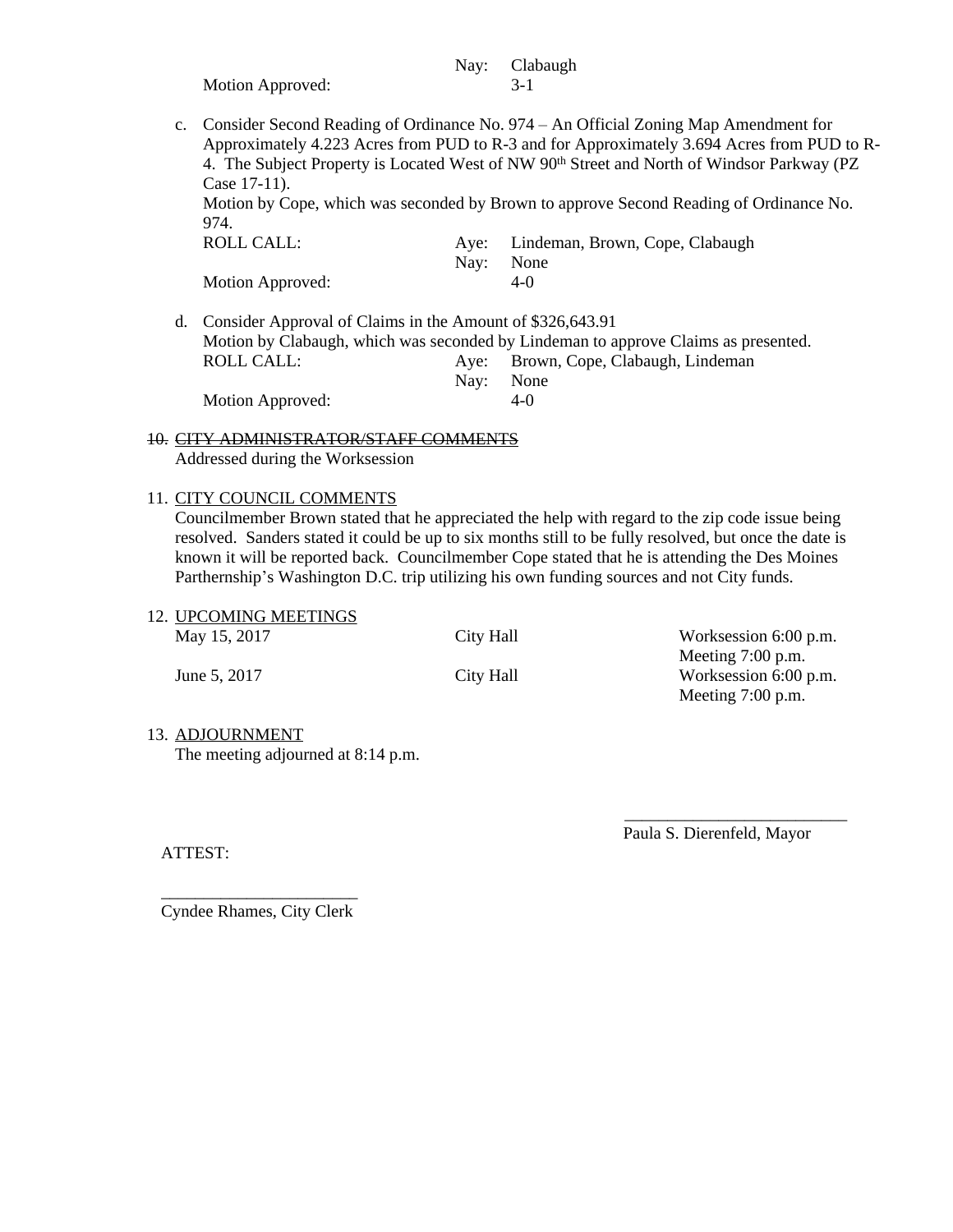Nay: Clabaugh
Motion Approved: 3-1

c. Consider Second Reading of Ordinance No. 974 – An Official Zoning Map Amendment for Approximately 4.223 Acres from PUD to R-3 and for Approximately 3.694 Acres from PUD to R-4. The Subject Property is Located West of NW 90th Street and North of Windsor Parkway (PZ Case 17-11).
Motion by Cope, which was seconded by Brown to approve Second Reading of Ordinance No. 974.
ROLL CALL: Aye: Lindeman, Brown, Cope, Clabaugh
Nay: None
Motion Approved: 4-0

d. Consider Approval of Claims in the Amount of $326,643.91
Motion by Clabaugh, which was seconded by Lindeman to approve Claims as presented.
ROLL CALL: Aye: Brown, Cope, Clabaugh, Lindeman
Nay: None
Motion Approved: 4-0

10. ~~CITY ADMINISTRATOR/STAFF COMMENTS~~
Addressed during the Worksession

11. CITY COUNCIL COMMENTS
Councilmember Brown stated that he appreciated the help with regard to the zip code issue being resolved. Sanders stated it could be up to six months still to be fully resolved, but once the date is known it will be reported back. Councilmember Cope stated that he is attending the Des Moines Parthernship's Washington D.C. trip utilizing his own funding sources and not City funds.

12. UPCOMING MEETINGS

| | | |
|---|---|---|
| May 15, 2017 | City Hall | Worksession 6:00 p.m.<br>Meeting 7:00 p.m. |
| June 5, 2017 | City Hall | Worksession 6:00 p.m.<br>Meeting 7:00 p.m. |

13. ADJOURNMENT
The meeting adjourned at 8:14 p.m.

\_\_\_\_\_\_\_\_\_\_\_\_\_\_\_\_\_\_\_\_\_\_\_\_\_\_
Paula S. Dierenfeld, Mayor

ATTEST:

\_\_\_\_\_\_\_\_\_\_\_\_\_\_\_\_\_\_\_\_\_\_\_
Cyndee Rhames, City Clerk